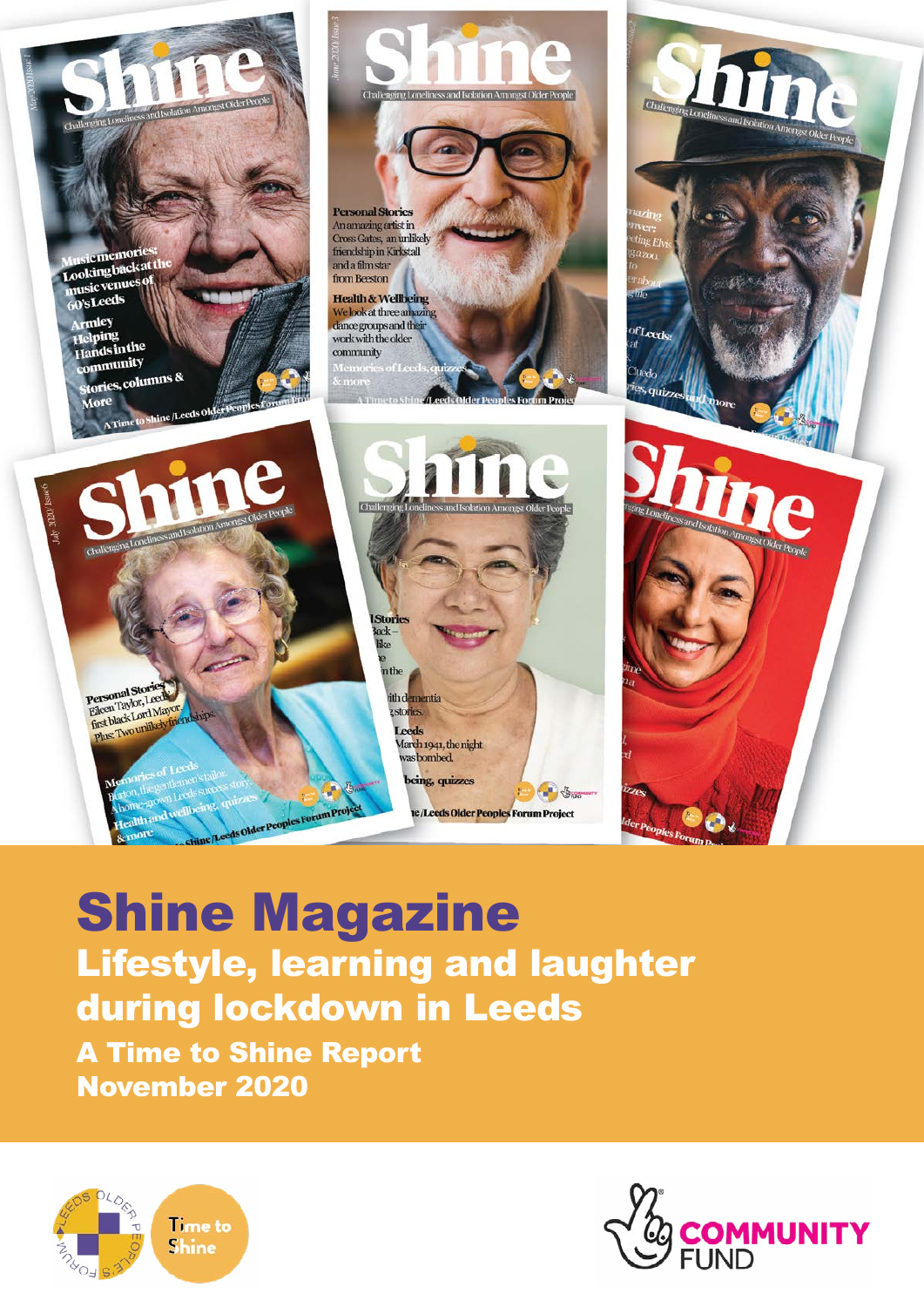# Shine Magazine

## Lifestyle, learning and laughter during lockdown in Leeds

### A Time to Shine Report

### November 2020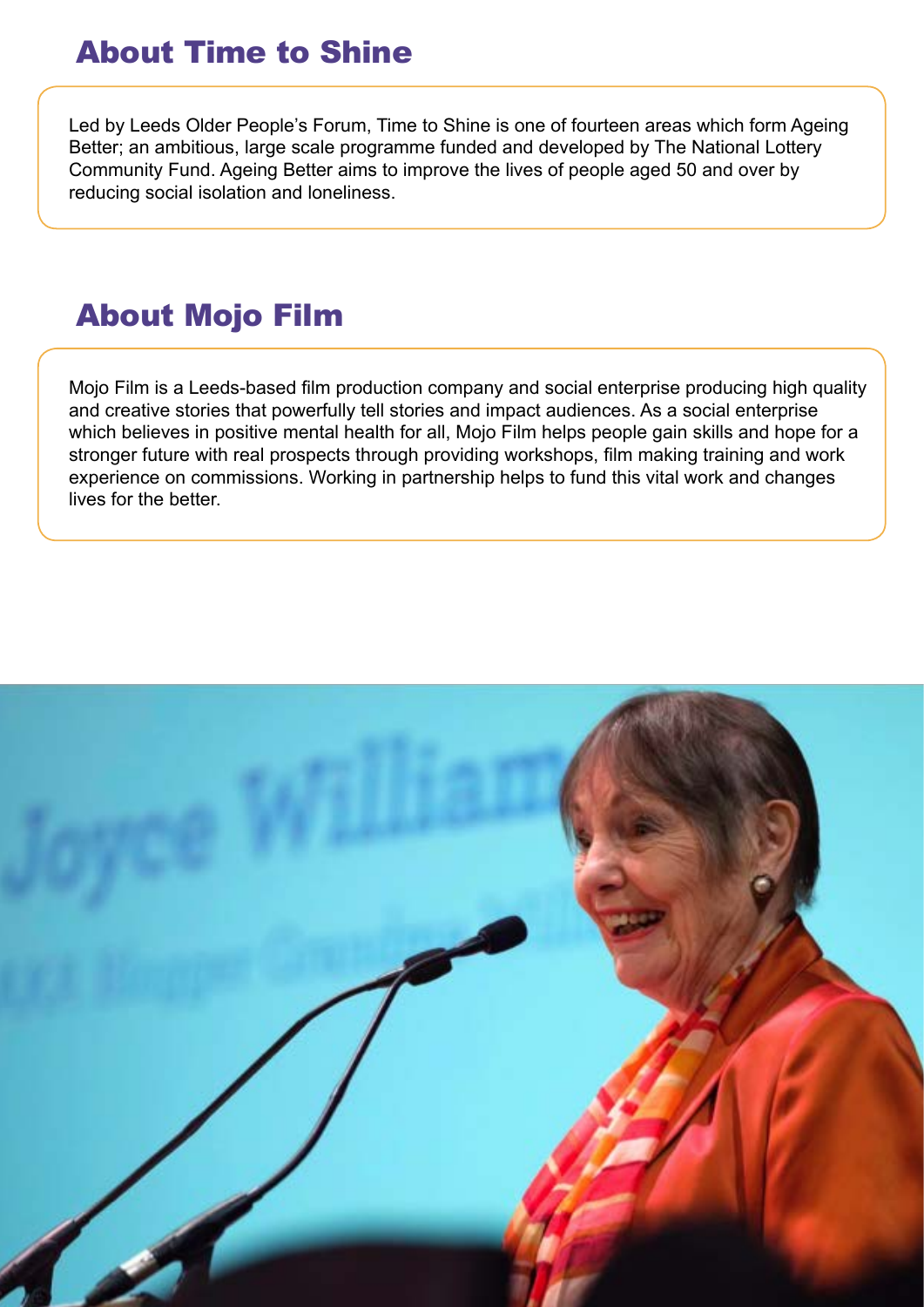## About Time to Shine

Led by Leeds Older People's Forum, Time to Shine is one of fourteen areas which form Ageing Better; an ambitious, large scale programme funded and developed by The National Lottery Community Fund. Ageing Better aims to improve the lives of people aged 50 and over by reducing social isolation and loneliness.

## About Mojo Film

Mojo Film is a Leeds-based film production company and social enterprise producing high quality and creative stories that powerfully tell stories and impact audiences. As a social enterprise which believes in positive mental health for all, Mojo Film helps people gain skills and hope for a stronger future with real prospects through providing workshops, film making training and work experience on commissions. Working in partnership helps to fund this vital work and changes lives for the better.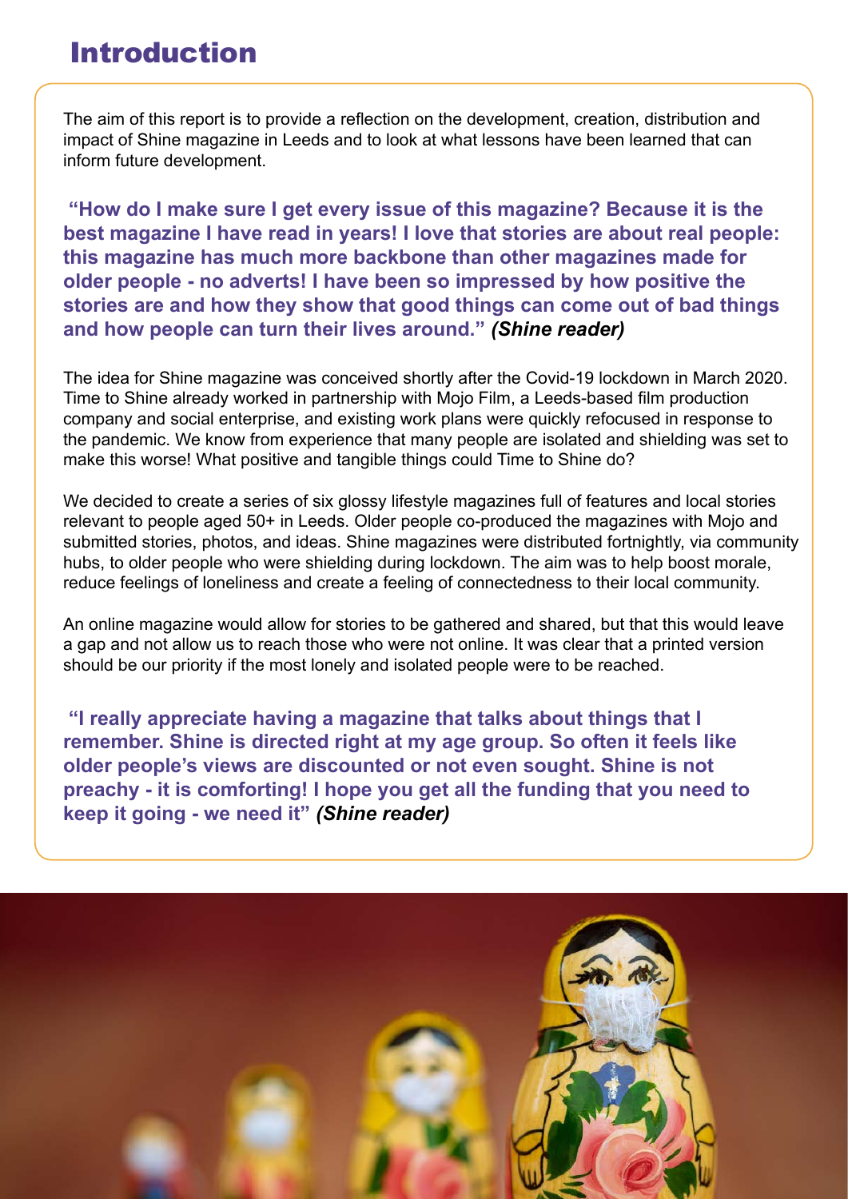# Introduction

The aim of this report is to provide a reflection on the development, creation, distribution and impact of Shine magazine in Leeds and to look at what lessons have been learned that can inform future development.

**"How do I make sure I get every issue of this magazine? Because it is the best magazine I have read in years! I love that stories are about real people: this magazine has much more backbone than other magazines made for older people - no adverts! I have been so impressed by how positive the stories are and how they show that good things can come out of bad things and how people can turn their lives around."** ***(Shine reader)***

The idea for Shine magazine was conceived shortly after the Covid-19 lockdown in March 2020. Time to Shine already worked in partnership with Mojo Film, a Leeds-based film production company and social enterprise, and existing work plans were quickly refocused in response to the pandemic. We know from experience that many people are isolated and shielding was set to make this worse! What positive and tangible things could Time to Shine do?

We decided to create a series of six glossy lifestyle magazines full of features and local stories relevant to people aged 50+ in Leeds. Older people co-produced the magazines with Mojo and submitted stories, photos, and ideas. Shine magazines were distributed fortnightly, via community hubs, to older people who were shielding during lockdown. The aim was to help boost morale, reduce feelings of loneliness and create a feeling of connectedness to their local community.

An online magazine would allow for stories to be gathered and shared, but that this would leave a gap and not allow us to reach those who were not online. It was clear that a printed version should be our priority if the most lonely and isolated people were to be reached.

**"I really appreciate having a magazine that talks about things that I remember. Shine is directed right at my age group. So often it feels like older people's views are discounted or not even sought. Shine is not preachy - it is comforting! I hope you get all the funding that you need to keep it going - we need it"** ***(Shine reader)***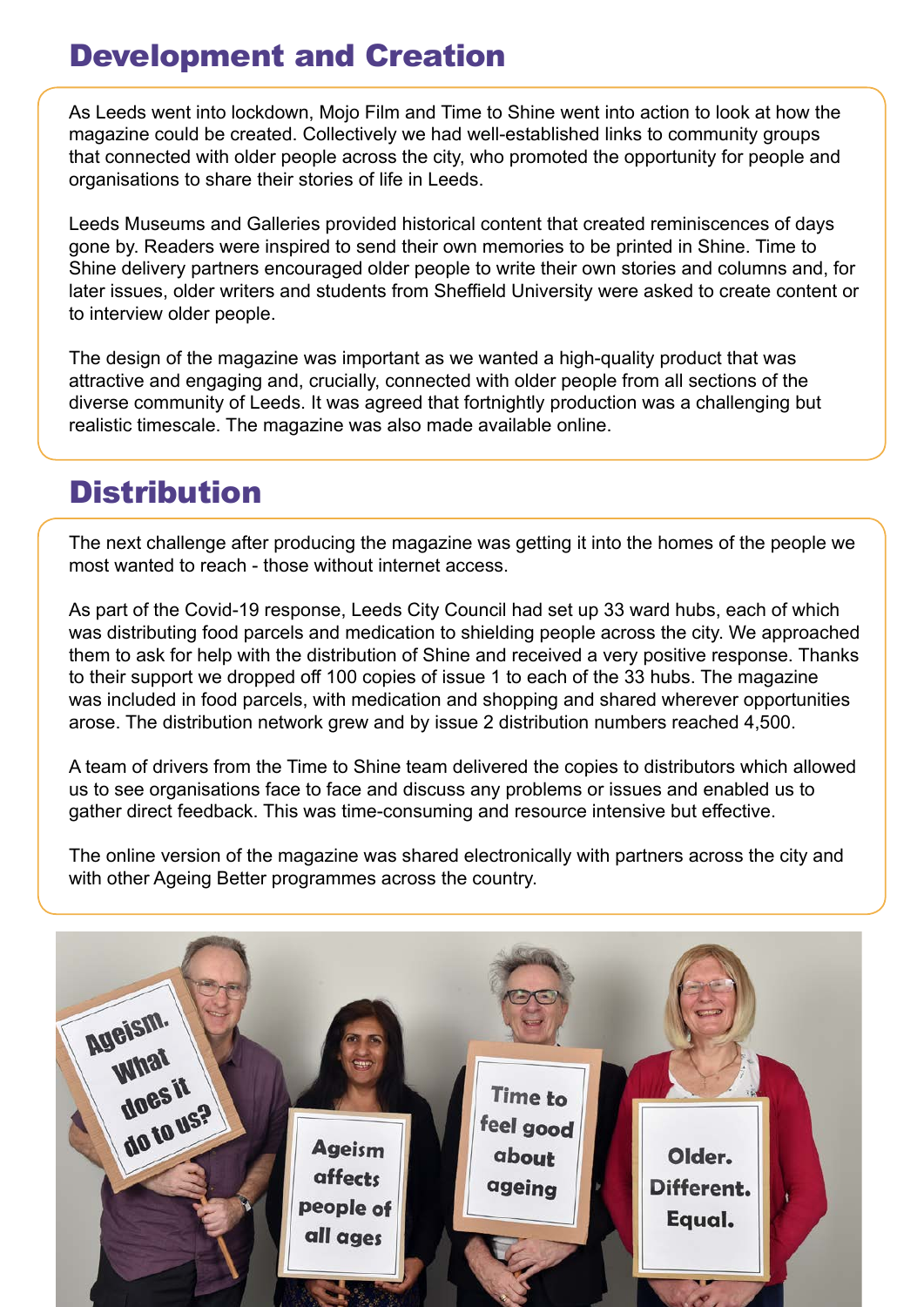# Development and Creation

As Leeds went into lockdown, Mojo Film and Time to Shine went into action to look at how the magazine could be created. Collectively we had well-established links to community groups that connected with older people across the city, who promoted the opportunity for people and organisations to share their stories of life in Leeds.

Leeds Museums and Galleries provided historical content that created reminiscences of days gone by. Readers were inspired to send their own memories to be printed in Shine. Time to Shine delivery partners encouraged older people to write their own stories and columns and, for later issues, older writers and students from Sheffield University were asked to create content or to interview older people.

The design of the magazine was important as we wanted a high-quality product that was attractive and engaging and, crucially, connected with older people from all sections of the diverse community of Leeds. It was agreed that fortnightly production was a challenging but realistic timescale. The magazine was also made available online.

# Distribution

The next challenge after producing the magazine was getting it into the homes of the people we most wanted to reach - those without internet access.

As part of the Covid-19 response, Leeds City Council had set up 33 ward hubs, each of which was distributing food parcels and medication to shielding people across the city. We approached them to ask for help with the distribution of Shine and received a very positive response. Thanks to their support we dropped off 100 copies of issue 1 to each of the 33 hubs. The magazine was included in food parcels, with medication and shopping and shared wherever opportunities arose. The distribution network grew and by issue 2 distribution numbers reached 4,500.

A team of drivers from the Time to Shine team delivered the copies to distributors which allowed us to see organisations face to face and discuss any problems or issues and enabled us to gather direct feedback. This was time-consuming and resource intensive but effective.

The online version of the magazine was shared electronically with partners across the city and with other Ageing Better programmes across the country.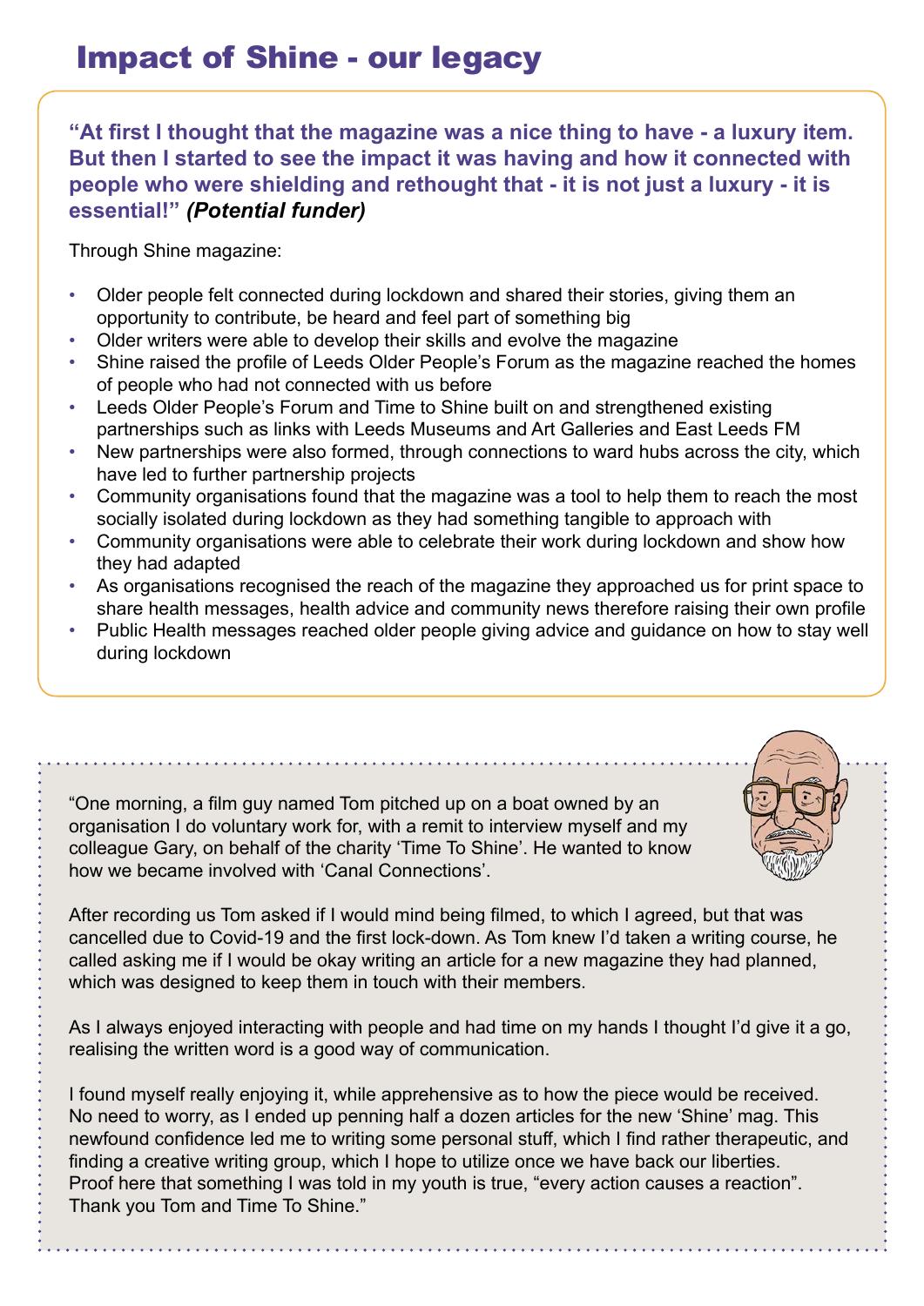# Impact of Shine - our legacy

**"At first I thought that the magazine was a nice thing to have - a luxury item. But then I started to see the impact it was having and how it connected with people who were shielding and rethought that - it is not just a luxury - it is essential!"** ***(Potential funder)***

Through Shine magazine:

- Older people felt connected during lockdown and shared their stories, giving them an opportunity to contribute, be heard and feel part of something big
- Older writers were able to develop their skills and evolve the magazine
- Shine raised the profile of Leeds Older People's Forum as the magazine reached the homes of people who had not connected with us before
- Leeds Older People's Forum and Time to Shine built on and strengthened existing partnerships such as links with Leeds Museums and Art Galleries and East Leeds FM
- New partnerships were also formed, through connections to ward hubs across the city, which have led to further partnership projects
- Community organisations found that the magazine was a tool to help them to reach the most socially isolated during lockdown as they had something tangible to approach with
- Community organisations were able to celebrate their work during lockdown and show how they had adapted
- As organisations recognised the reach of the magazine they approached us for print space to share health messages, health advice and community news therefore raising their own profile
- Public Health messages reached older people giving advice and guidance on how to stay well during lockdown

"One morning, a film guy named Tom pitched up on a boat owned by an organisation I do voluntary work for, with a remit to interview myself and my colleague Gary, on behalf of the charity 'Time To Shine'. He wanted to know how we became involved with 'Canal Connections'.

After recording us Tom asked if I would mind being filmed, to which I agreed, but that was cancelled due to Covid-19 and the first lock-down. As Tom knew I'd taken a writing course, he called asking me if I would be okay writing an article for a new magazine they had planned, which was designed to keep them in touch with their members.

As I always enjoyed interacting with people and had time on my hands I thought I'd give it a go, realising the written word is a good way of communication.

I found myself really enjoying it, while apprehensive as to how the piece would be received. No need to worry, as I ended up penning half a dozen articles for the new 'Shine' mag. This newfound confidence led me to writing some personal stuff, which I find rather therapeutic, and finding a creative writing group, which I hope to utilize once we have back our liberties. Proof here that something I was told in my youth is true, "every action causes a reaction". Thank you Tom and Time To Shine."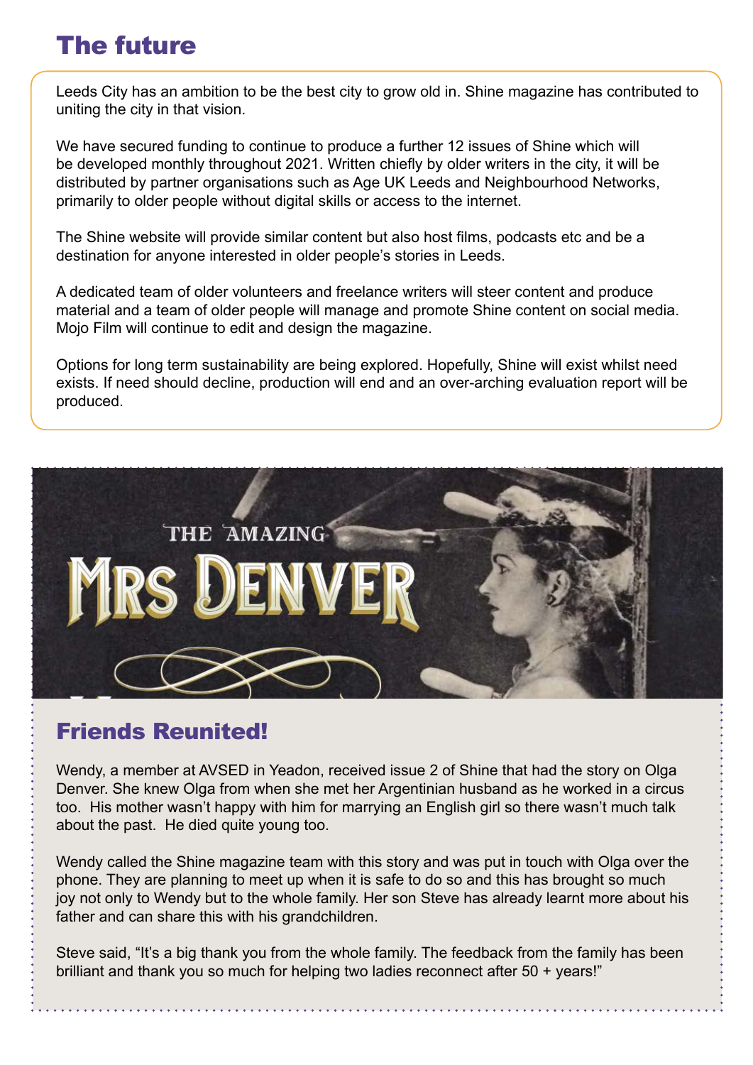# The future

Leeds City has an ambition to be the best city to grow old in. Shine magazine has contributed to uniting the city in that vision.

We have secured funding to continue to produce a further 12 issues of Shine which will be developed monthly throughout 2021. Written chiefly by older writers in the city, it will be distributed by partner organisations such as Age UK Leeds and Neighbourhood Networks, primarily to older people without digital skills or access to the internet.

The Shine website will provide similar content but also host films, podcasts etc and be a destination for anyone interested in older people's stories in Leeds.

A dedicated team of older volunteers and freelance writers will steer content and produce material and a team of older people will manage and promote Shine content on social media. Mojo Film will continue to edit and design the magazine.

Options for long term sustainability are being explored. Hopefully, Shine will exist whilst need exists. If need should decline, production will end and an over-arching evaluation report will be produced.

THE AMAZING MRS DENVER

## Friends Reunited!

Wendy, a member at AVSED in Yeadon, received issue 2 of Shine that had the story on Olga Denver. She knew Olga from when she met her Argentinian husband as he worked in a circus too. His mother wasn't happy with him for marrying an English girl so there wasn't much talk about the past. He died quite young too.

Wendy called the Shine magazine team with this story and was put in touch with Olga over the phone. They are planning to meet up when it is safe to do so and this has brought so much joy not only to Wendy but to the whole family. Her son Steve has already learnt more about his father and can share this with his grandchildren.

Steve said, "It's a big thank you from the whole family. The feedback from the family has been brilliant and thank you so much for helping two ladies reconnect after 50 + years!"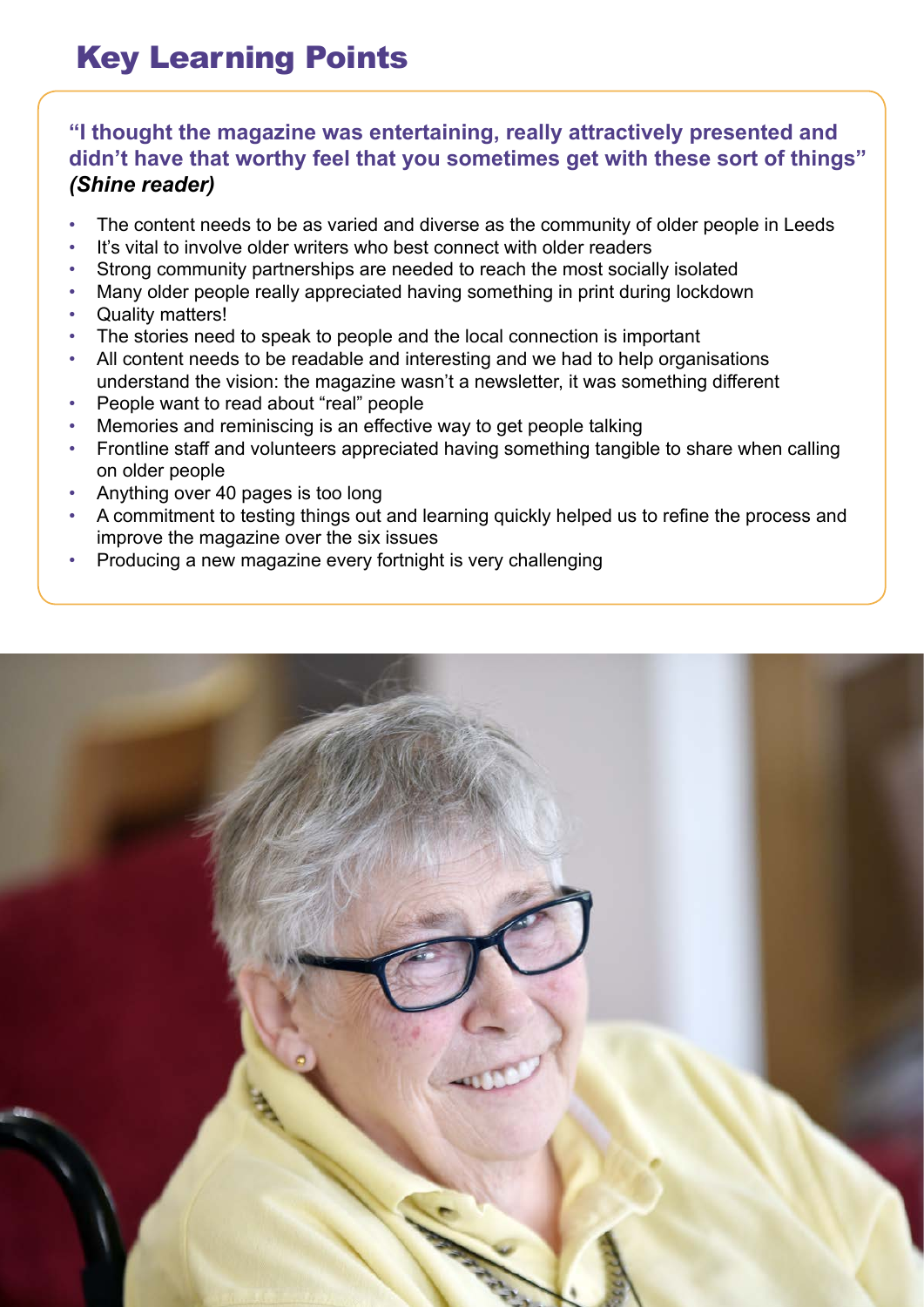# Key Learning Points

**"I thought the magazine was entertaining, really attractively presented and didn't have that worthy feel that you sometimes get with these sort of things"** ***(Shine reader)***

- The content needs to be as varied and diverse as the community of older people in Leeds
- It's vital to involve older writers who best connect with older readers
- Strong community partnerships are needed to reach the most socially isolated
- Many older people really appreciated having something in print during lockdown
- Quality matters!
- The stories need to speak to people and the local connection is important
- All content needs to be readable and interesting and we had to help organisations understand the vision: the magazine wasn't a newsletter, it was something different
- People want to read about "real" people
- Memories and reminiscing is an effective way to get people talking
- Frontline staff and volunteers appreciated having something tangible to share when calling on older people
- Anything over 40 pages is too long
- A commitment to testing things out and learning quickly helped us to refine the process and improve the magazine over the six issues
- Producing a new magazine every fortnight is very challenging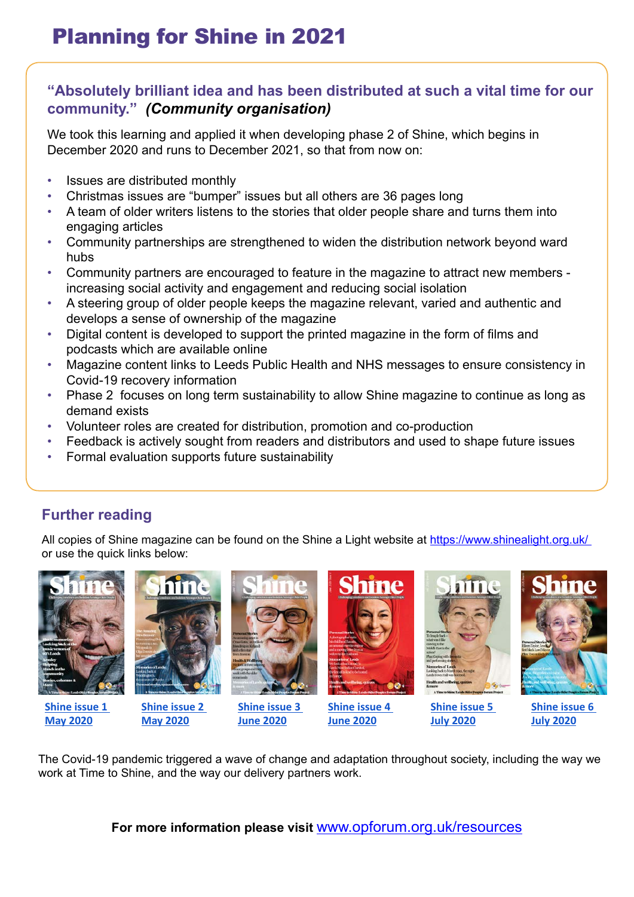# Planning for Shine in 2021

**"Absolutely brilliant idea and has been distributed at such a vital time for our community."** ***(Community organisation)***

We took this learning and applied it when developing phase 2 of Shine, which begins in December 2020 and runs to December 2021, so that from now on:

- Issues are distributed monthly
- Christmas issues are "bumper" issues but all others are 36 pages long
- A team of older writers listens to the stories that older people share and turns them into engaging articles
- Community partnerships are strengthened to widen the distribution network beyond ward hubs
- Community partners are encouraged to feature in the magazine to attract new members - increasing social activity and engagement and reducing social isolation
- A steering group of older people keeps the magazine relevant, varied and authentic and develops a sense of ownership of the magazine
- Digital content is developed to support the printed magazine in the form of films and podcasts which are available online
- Magazine content links to Leeds Public Health and NHS messages to ensure consistency in Covid-19 recovery information
- Phase 2 focuses on long term sustainability to allow Shine magazine to continue as long as demand exists
- Volunteer roles are created for distribution, promotion and co-production
- Feedback is actively sought from readers and distributors and used to shape future issues
- Formal evaluation supports future sustainability

## Further reading

All copies of Shine magazine can be found on the Shine a Light website at [https://www.shinealight.org.uk/](https://www.shinealight.org.uk/) or use the quick links below:

Shine issue 1 May 2020

Shine issue 2 May 2020

Shine issue 3 June 2020

Shine issue 4 June 2020

Shine issue 5 July 2020

Shine issue 6 July 2020

The Covid-19 pandemic triggered a wave of change and adaptation throughout society, including the way we work at Time to Shine, and the way our delivery partners work.

**For more information please visit** [www.opforum.org.uk/resources](http://www.opforum.org.uk/resources)